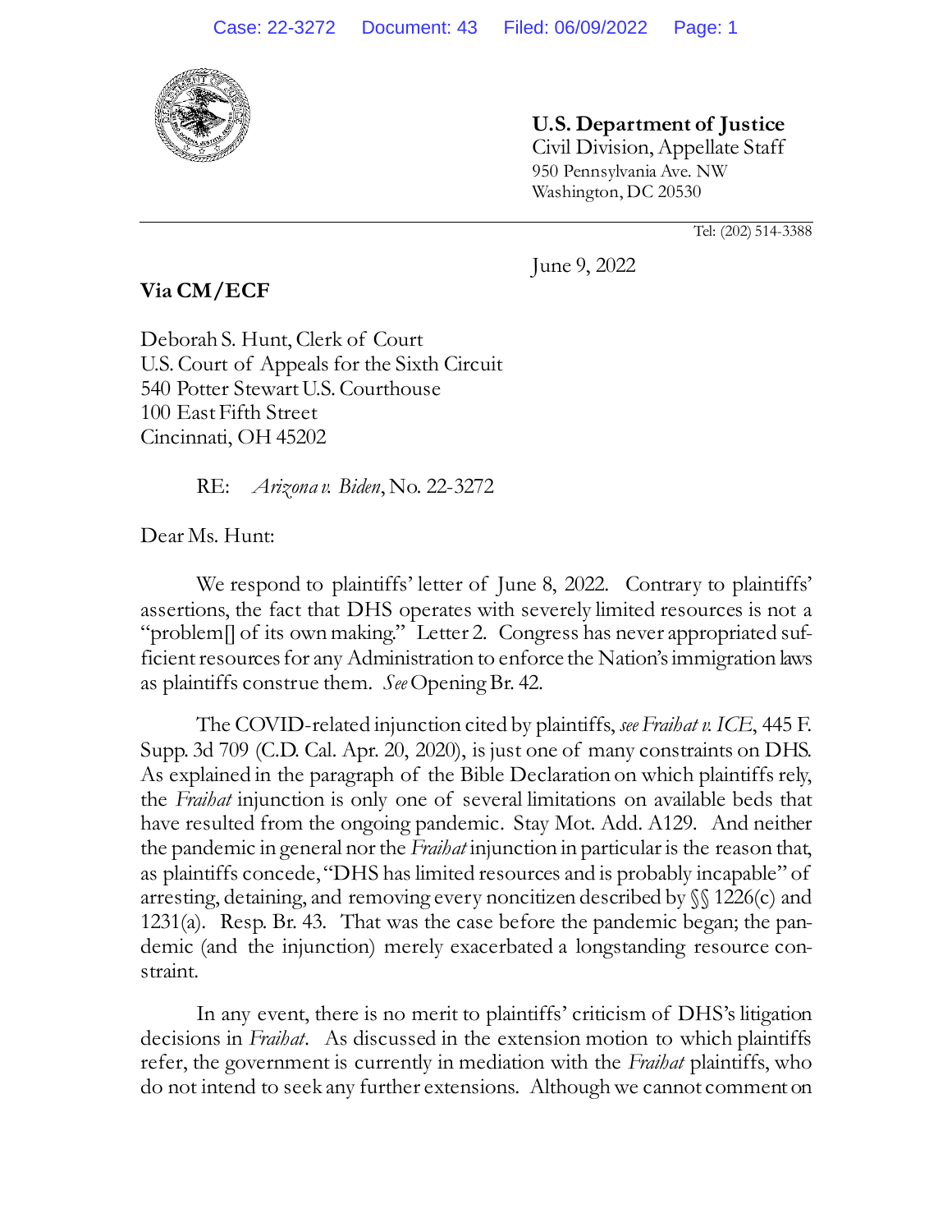**U.S. Department of Justice**
Civil Division, Appellate Staff
950 Pennsylvania Ave. NW
Washington, DC 20530

Tel: (202) 514-3388

June 9, 2022

**Via CM/ECF**

Deborah S. Hunt, Clerk of Court
U.S. Court of Appeals for the Sixth Circuit
540 Potter Stewart U.S. Courthouse
100 East Fifth Street
Cincinnati, OH 45202

RE: *Arizona v. Biden*, No. 22-3272

Dear Ms. Hunt:

We respond to plaintiffs' letter of June 8, 2022. Contrary to plaintiffs' assertions, the fact that DHS operates with severely limited resources is not a "problem[] of its own making." Letter 2. Congress has never appropriated sufficient resources for any Administration to enforce the Nation's immigration laws as plaintiffs construe them. *See* Opening Br. 42.

The COVID-related injunction cited by plaintiffs, *see Fraihat v. ICE*, 445 F. Supp. 3d 709 (C.D. Cal. Apr. 20, 2020), is just one of many constraints on DHS. As explained in the paragraph of the Bible Declaration on which plaintiffs rely, the *Fraihat* injunction is only one of several limitations on available beds that have resulted from the ongoing pandemic. Stay Mot. Add. A129. And neither the pandemic in general nor the *Fraihat* injunction in particular is the reason that, as plaintiffs concede, "DHS has limited resources and is probably incapable" of arresting, detaining, and removing every noncitizen described by §§ 1226(c) and 1231(a). Resp. Br. 43. That was the case before the pandemic began; the pandemic (and the injunction) merely exacerbated a longstanding resource constraint.

In any event, there is no merit to plaintiffs' criticism of DHS's litigation decisions in *Fraihat*. As discussed in the extension motion to which plaintiffs refer, the government is currently in mediation with the *Fraihat* plaintiffs, who do not intend to seek any further extensions. Although we cannot comment on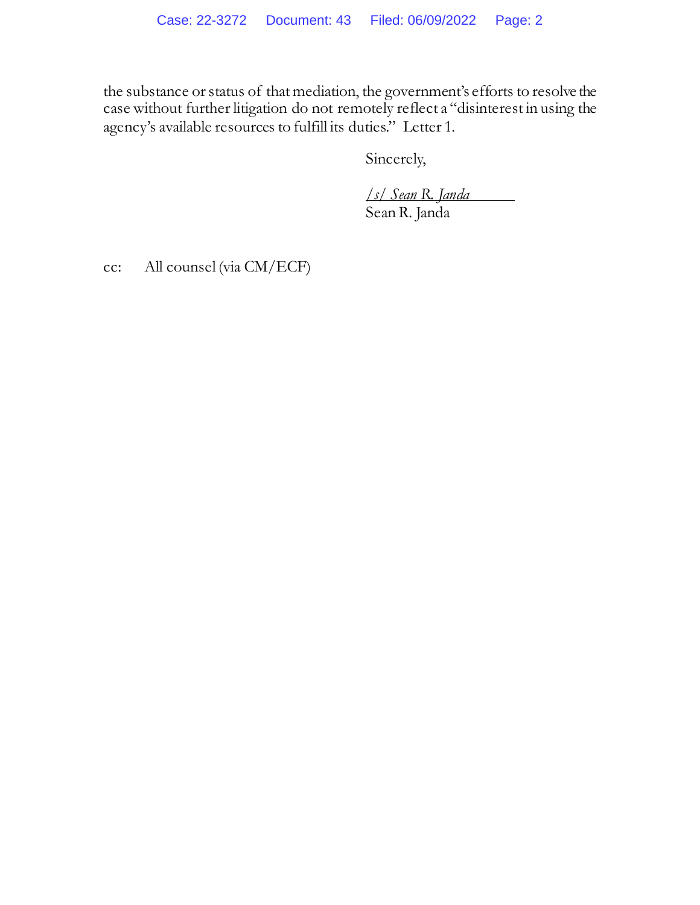the substance or status of that mediation, the government's efforts to resolve the case without further litigation do not remotely reflect a "disinterest in using the agency's available resources to fulfill its duties." Letter 1.

Sincerely,

*/s/ Sean R. Janda*
Sean R. Janda

cc: All counsel (via CM/ECF)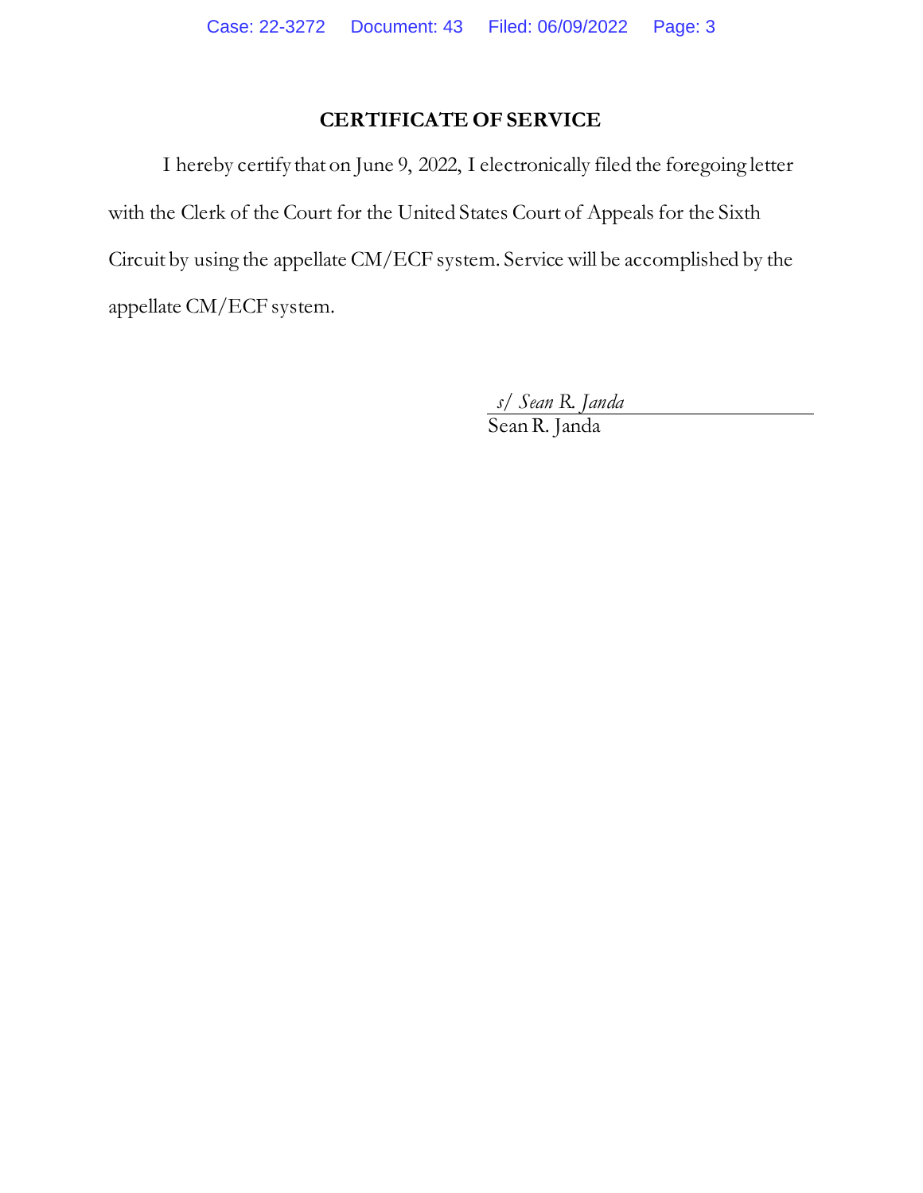## CERTIFICATE OF SERVICE

I hereby certify that on June 9, 2022, I electronically filed the foregoing letter with the Clerk of the Court for the United States Court of Appeals for the Sixth Circuit by using the appellate CM/ECF system. Service will be accomplished by the appellate CM/ECF system.

*s/ Sean R. Janda*
Sean R. Janda